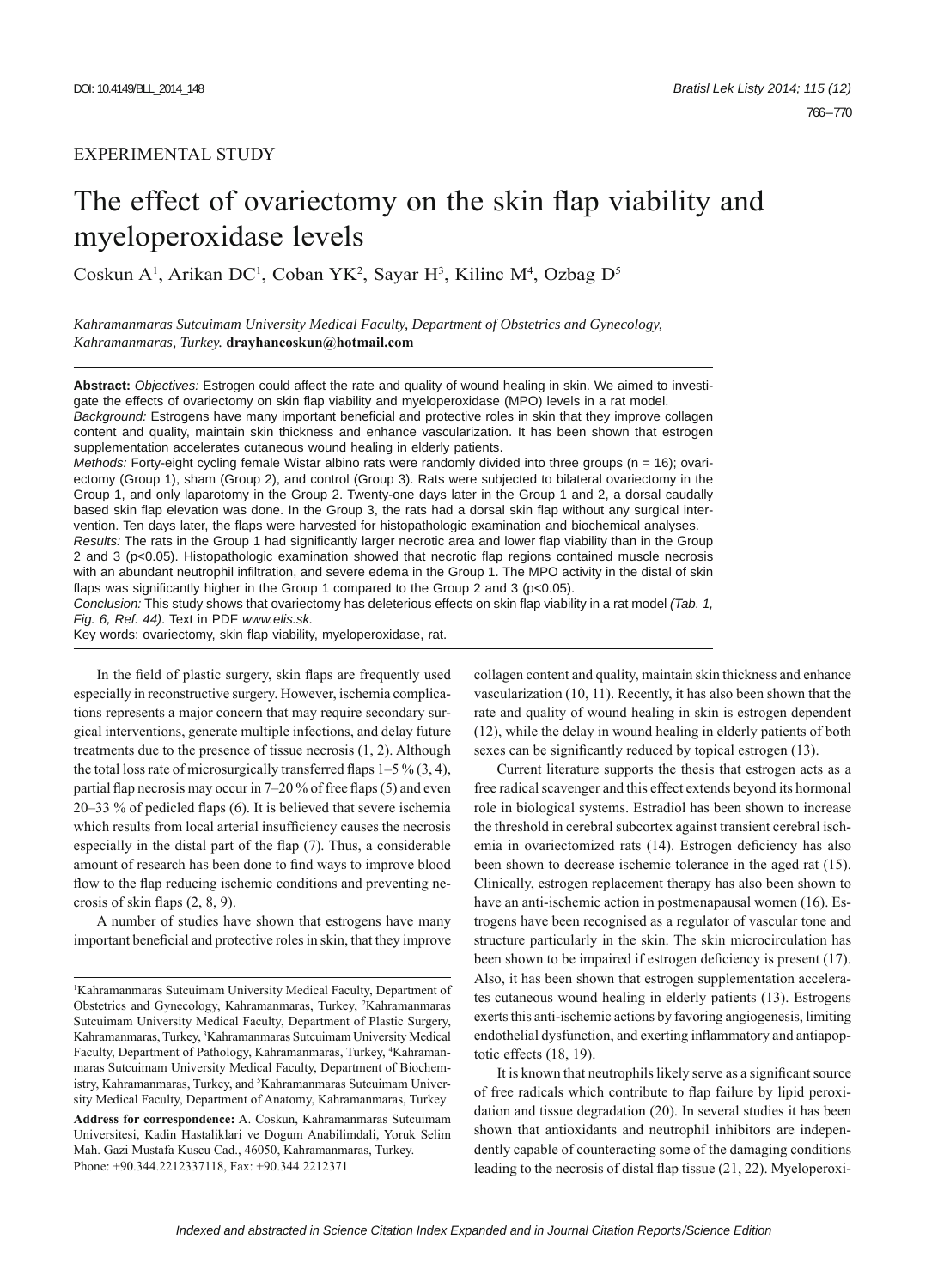EXPERIMENTAL STUDY

# The effect of ovariectomy on the skin flap viability and myeloperoxidase levels

Coskun A[1], Arikan DC[1], Coban YK[2], Sayar H[3], Kilinc M[4], Ozbag D[5]

*Kahramanmaras Sutcuimam University Medical Faculty, Department of Obstetrics and Gynecology, Kahramanmaras, Turkey.* **drayhancoskun@hotmail.com**

**Abstract:** *Objectives:* Estrogen could affect the rate and quality of wound healing in skin. We aimed to investigate the effects of ovariectomy on skin flap viability and myeloperoxidase (MPO) levels in a rat model.
*Background:* Estrogens have many important beneficial and protective roles in skin that they improve collagen content and quality, maintain skin thickness and enhance vascularization. It has been shown that estrogen supplementation accelerates cutaneous wound healing in elderly patients.
*Methods:* Forty-eight cycling female Wistar albino rats were randomly divided into three groups (n = 16); ovariectomy (Group 1), sham (Group 2), and control (Group 3). Rats were subjected to bilateral ovariectomy in the Group 1, and only laparotomy in the Group 2. Twenty-one days later in the Group 1 and 2, a dorsal caudally based skin flap elevation was done. In the Group 3, the rats had a dorsal skin flap without any surgical intervention. Ten days later, the flaps were harvested for histopathologic examination and biochemical analyses.
*Results:* The rats in the Group 1 had significantly larger necrotic area and lower flap viability than in the Group 2 and 3 ($p<0.05$). Histopathologic examination showed that necrotic flap regions contained muscle necrosis with an abundant neutrophil infiltration, and severe edema in the Group 1. The MPO activity in the distal of skin flaps was significantly higher in the Group 1 compared to the Group 2 and 3 ($p<0.05$).
*Conclusion:* This study shows that ovariectomy has deleterious effects on skin flap viability in a rat model *(Tab. 1, Fig. 6, Ref. 44)*. Text in PDF *www.elis.sk.*
Key words: ovariectomy, skin flap viability, myeloperoxidase, rat.

In the field of plastic surgery, skin flaps are frequently used especially in reconstructive surgery. However, ischemia complications represents a major concern that may require secondary surgical interventions, generate multiple infections, and delay future treatments due to the presence of tissue necrosis (1, 2). Although the total loss rate of microsurgically transferred flaps 1–5 % (3, 4), partial flap necrosis may occur in 7–20 % of free flaps (5) and even 20–33 % of pedicled flaps (6). It is believed that severe ischemia which results from local arterial insufficiency causes the necrosis especially in the distal part of the flap (7). Thus, a considerable amount of research has been done to find ways to improve blood flow to the flap reducing ischemic conditions and preventing necrosis of skin flaps (2, 8, 9).

A number of studies have shown that estrogens have many important beneficial and protective roles in skin, that they improve collagen content and quality, maintain skin thickness and enhance vascularization (10, 11). Recently, it has also been shown that the rate and quality of wound healing in skin is estrogen dependent (12), while the delay in wound healing in elderly patients of both sexes can be significantly reduced by topical estrogen (13).

Current literature supports the thesis that estrogen acts as a free radical scavenger and this effect extends beyond its hormonal role in biological systems. Estradiol has been shown to increase the threshold in cerebral subcortex against transient cerebral ischemia in ovariectomized rats (14). Estrogen deficiency has also been shown to decrease ischemic tolerance in the aged rat (15). Clinically, estrogen replacement therapy has also been shown to have an anti-ischemic action in postmenapausal women (16). Estrogens have been recognised as a regulator of vascular tone and structure particularly in the skin. The skin microcirculation has been shown to be impaired if estrogen deficiency is present (17). Also, it has been shown that estrogen supplementation accelerates cutaneous wound healing in elderly patients (13). Estrogens exerts this anti-ischemic actions by favoring angiogenesis, limiting endothelial dysfunction, and exerting inflammatory and antiapoptotic effects (18, 19).

It is known that neutrophils likely serve as a significant source of free radicals which contribute to flap failure by lipid peroxidation and tissue degradation (20). In several studies it has been shown that antioxidants and neutrophil inhibitors are independently capable of counteracting some of the damaging conditions leading to the necrosis of distal flap tissue (21, 22). Myeloperoxi-

[1]Kahramanmaras Sutcuimam University Medical Faculty, Department of Obstetrics and Gynecology, Kahramanmaras, Turkey, [2]Kahramanmaras Sutcuimam University Medical Faculty, Department of Plastic Surgery, Kahramanmaras, Turkey, [3]Kahramanmaras Sutcuimam University Medical Faculty, Department of Pathology, Kahramanmaras, Turkey, [4]Kahramanmaras Sutcuimam University Medical Faculty, Department of Biochemistry, Kahramanmaras, Turkey, and [5]Kahramanmaras Sutcuimam University Medical Faculty, Department of Anatomy, Kahramanmaras, Turkey

**Address for correspondence:** A. Coskun, Kahramanmaras Sutcuimam Universitesi, Kadin Hastaliklari ve Dogum Anabilimdali, Yoruk Selim Mah. Gazi Mustafa Kuscu Cad., 46050, Kahramanmaras, Turkey.
Phone: +90.344.2212337118, Fax: +90.344.2212371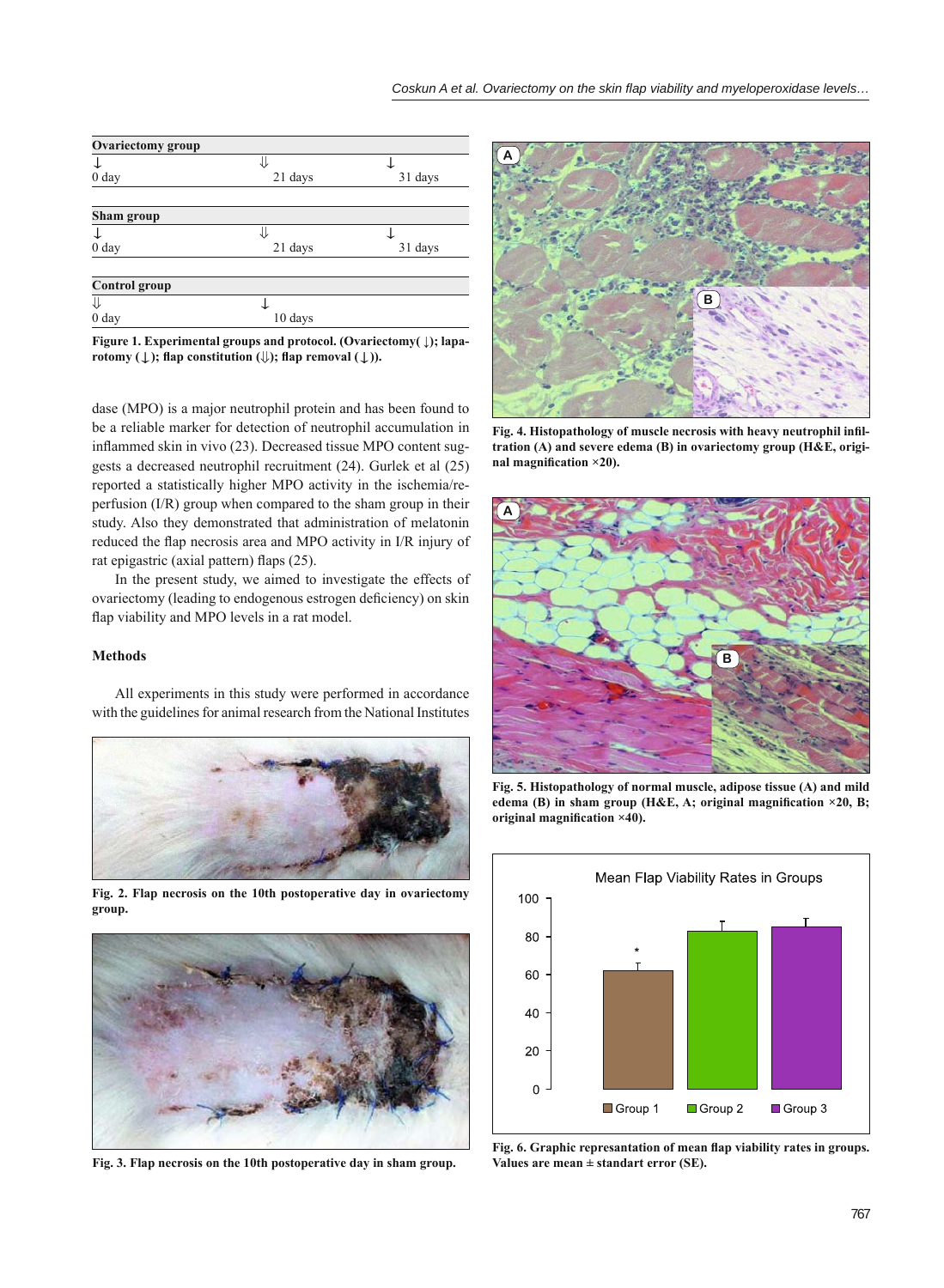| Ovariectomy group | | |
|---|---|---|
| ↓ | ⇓ | ↓ |
| 0 day | 21 days | 31 days |

| Sham group | | |
|---|---|---|
| ↓ | ⇓ | ↓ |
| 0 day | 21 days | 31 days |

| Control group | |
|---|---|
| ⇓ | ↓ |
| 0 day | 10 days |

**Figure 1. Experimental groups and protocol. (Ovariectomy( ↓); laparotomy (↓); flap constitution (⇓); flap removal (↓)).**

dase (MPO) is a major neutrophil protein and has been found to be a reliable marker for detection of neutrophil accumulation in inflammed skin in vivo (23). Decreased tissue MPO content suggests a decreased neutrophil recruitment (24). Gurlek et al (25) reported a statistically higher MPO activity in the ischemia/reperfusion (I/R) group when compared to the sham group in their study. Also they demonstrated that administration of melatonin reduced the flap necrosis area and MPO activity in I/R injury of rat epigastric (axial pattern) flaps (25).

In the present study, we aimed to investigate the effects of ovariectomy (leading to endogenous estrogen deficiency) on skin flap viability and MPO levels in a rat model.

## Methods

All experiments in this study were performed in accordance with the guidelines for animal research from the National Institutes

**Fig. 2. Flap necrosis on the 10th postoperative day in ovariectomy group.**

**Fig. 3. Flap necrosis on the 10th postoperative day in sham group.**

**Fig. 4. Histopathology of muscle necrosis with heavy neutrophil infiltration (A) and severe edema (B) in ovariectomy group (H&E, original magnification ×20).**

**Fig. 5. Histopathology of normal muscle, adipose tissue (A) and mild edema (B) in sham group (H&E, A; original magnification ×20, B; original magnification ×40).**

**Fig. 6. Graphic represantation of mean flap viability rates in groups. Values are mean ± standart error (SE).**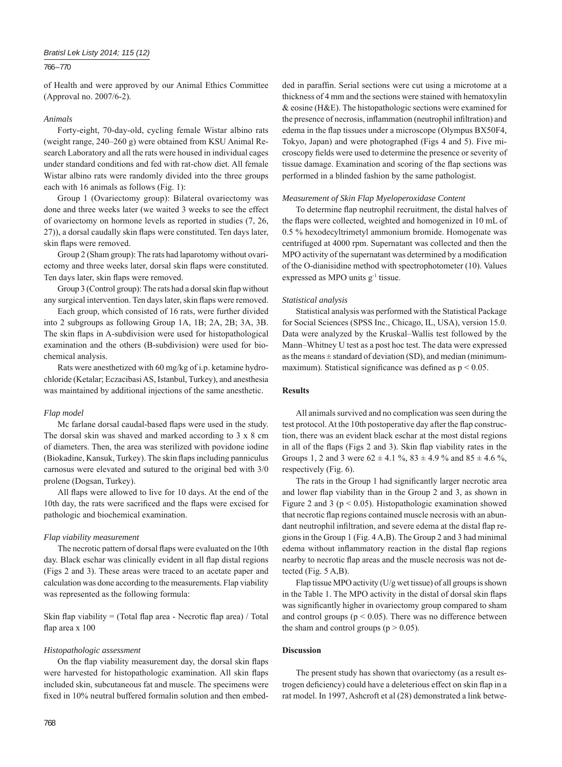of Health and were approved by our Animal Ethics Committee (Approval no. 2007/6-2).

*Animals*

Forty-eight, 70-day-old, cycling female Wistar albino rats (weight range, 240–260 g) were obtained from KSU Animal Research Laboratory and all the rats were housed in individual cages under standard conditions and fed with rat-chow diet. All female Wistar albino rats were randomly divided into the three groups each with 16 animals as follows (Fig. 1):

Group 1 (Ovariectomy group): Bilateral ovariectomy was done and three weeks later (we waited 3 weeks to see the effect of ovariectomy on hormone levels as reported in studies (7, 26, 27)), a dorsal caudally skin flaps were constituted. Ten days later, skin flaps were removed.

Group 2 (Sham group): The rats had laparotomy without ovariectomy and three weeks later, dorsal skin flaps were constituted. Ten days later, skin flaps were removed.

Group 3 (Control group): The rats had a dorsal skin flap without any surgical intervention. Ten days later, skin flaps were removed.

Each group, which consisted of 16 rats, were further divided into 2 subgroups as following Group 1A, 1B; 2A, 2B; 3A, 3B. The skin flaps in A-subdivision were used for histopathological examination and the others (B-subdivision) were used for biochemical analysis.

Rats were anesthetized with 60 mg/kg of i.p. ketamine hydrochloride (Ketalar; Eczacibasi AS, Istanbul, Turkey), and anesthesia was maintained by additional injections of the same anesthetic.

*Flap model*

Mc farlane dorsal caudal-based flaps were used in the study. The dorsal skin was shaved and marked according to 3 x 8 cm of diameters. Then, the area was sterilized with povidone iodine (Biokadine, Kansuk, Turkey). The skin flaps including panniculus carnosus were elevated and sutured to the original bed with 3/0 prolene (Dogsan, Turkey).

All flaps were allowed to live for 10 days. At the end of the 10th day, the rats were sacrificed and the flaps were excised for pathologic and biochemical examination.

*Flap viability measurement*

The necrotic pattern of dorsal flaps were evaluated on the 10th day. Black eschar was clinically evident in all flap distal regions (Figs 2 and 3). These areas were traced to an acetate paper and calculation was done according to the measurements. Flap viability was represented as the following formula:

Skin flap viability = (Total flap area - Necrotic flap area) / Total flap area x 100

*Histopathologic assessment*

On the flap viability measurement day, the dorsal skin flaps were harvested for histopathologic examination. All skin flaps included skin, subcutaneous fat and muscle. The specimens were fixed in 10% neutral buffered formalin solution and then embedded in paraffin. Serial sections were cut using a microtome at a thickness of 4 mm and the sections were stained with hematoxylin & eosine (H&E). The histopathologic sections were examined for the presence of necrosis, inflammation (neutrophil infiltration) and edema in the flap tissues under a microscope (Olympus BX50F4, Tokyo, Japan) and were photographed (Figs 4 and 5). Five microscopy fields were used to determine the presence or severity of tissue damage. Examination and scoring of the flap sections was performed in a blinded fashion by the same pathologist.

*Measurement of Skin Flap Myeloperoxidase Content*

To determine flap neutrophil recruitment, the distal halves of the flaps were collected, weighted and homogenized in 10 mL of 0.5 % hexodecyltrimetyl ammonium bromide. Homogenate was centrifuged at 4000 rpm. Supernatant was collected and then the MPO activity of the supernatant was determined by a modification of the O-dianisidine method with spectrophotometer (10). Values expressed as MPO units $g^{-1}$ tissue.

*Statistical analysis*

Statistical analysis was performed with the Statistical Package for Social Sciences (SPSS Inc., Chicago, IL, USA), version 15.0. Data were analyzed by the Kruskal–Wallis test followed by the Mann–Whitney U test as a post hoc test. The data were expressed as the means ± standard of deviation (SD), and median (minimum-maximum). Statistical significance was defined as $p < 0.05$.

## Results

All animals survived and no complication was seen during the test protocol. At the 10th postoperative day after the flap construction, there was an evident black eschar at the most distal regions in all of the flaps (Figs 2 and 3). Skin flap viability rates in the Groups 1, 2 and 3 were 62 ± 4.1 %, 83 ± 4.9 % and 85 ± 4.6 %, respectively (Fig. 6).

The rats in the Group 1 had significantly larger necrotic area and lower flap viability than in the Group 2 and 3, as shown in Figure 2 and 3 ($p < 0.05$). Histopathologic examination showed that necrotic flap regions contained muscle necrosis with an abundant neutrophil infiltration, and severe edema at the distal flap regions in the Group 1 (Fig. 4 A,B). The Group 2 and 3 had minimal edema without inflammatory reaction in the distal flap regions nearby to necrotic flap areas and the muscle necrosis was not detected (Fig. 5 A,B).

Flap tissue MPO activity (U/g wet tissue) of all groups is shown in the Table 1. The MPO activity in the distal of dorsal skin flaps was significantly higher in ovariectomy group compared to sham and control groups ($p < 0.05$). There was no difference between the sham and control groups ($p > 0.05$).

## Discussion

The present study has shown that ovariectomy (as a result estrogen deficiency) could have a deleterious effect on skin flap in a rat model. In 1997, Ashcroft et al (28) demonstrated a link betwe-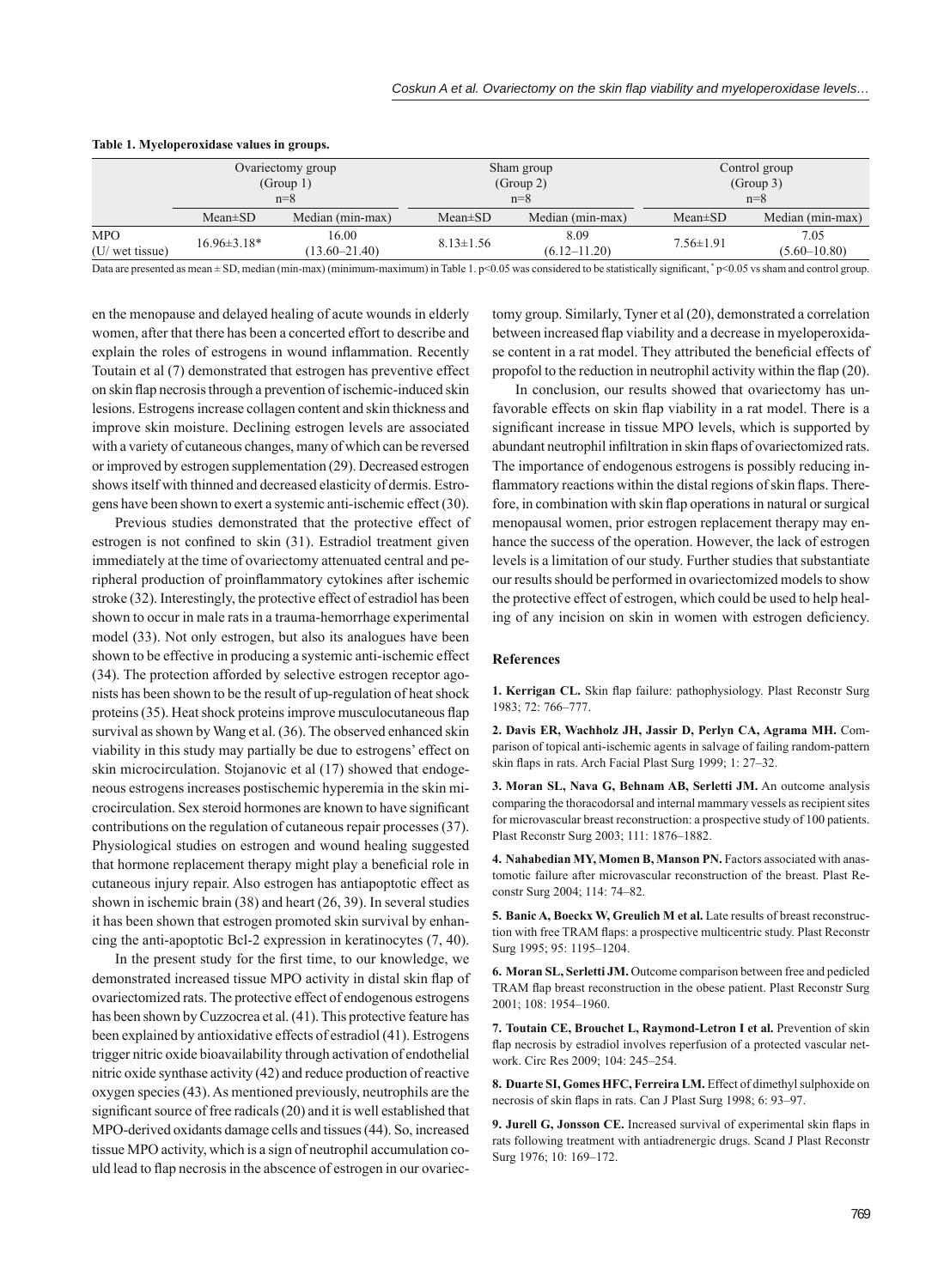**Table 1. Myeloperoxidase values in groups.**

| | Ovariectomy group (Group 1) n=8 | | Sham group (Group 2) n=8 | | Control group (Group 3) n=8 | |
|---|---|---|---|---|---|---|
| | Mean±SD | Median (min-max) | Mean±SD | Median (min-max) | Mean±SD | Median (min-max) |
| MPO (U/ wet tissue) | 16.96±3.18* | 16.00 (13.60–21.40) | 8.13±1.56 | 8.09 (6.12–11.20) | 7.56±1.91 | 7.05 (5.60–10.80) |

Data are presented as mean ± SD, median (min-max) (minimum-maximum) in Table 1. $p<0.05$ was considered to be statistically significant, * $p<0.05$ vs sham and control group.

en the menopause and delayed healing of acute wounds in elderly women, after that there has been a concerted effort to describe and explain the roles of estrogens in wound inflammation. Recently Toutain et al (7) demonstrated that estrogen has preventive effect on skin flap necrosis through a prevention of ischemic-induced skin lesions. Estrogens increase collagen content and skin thickness and improve skin moisture. Declining estrogen levels are associated with a variety of cutaneous changes, many of which can be reversed or improved by estrogen supplementation (29). Decreased estrogen shows itself with thinned and decreased elasticity of dermis. Estrogens have been shown to exert a systemic anti-ischemic effect (30).

Previous studies demonstrated that the protective effect of estrogen is not confined to skin (31). Estradiol treatment given immediately at the time of ovariectomy attenuated central and peripheral production of proinflammatory cytokines after ischemic stroke (32). Interestingly, the protective effect of estradiol has been shown to occur in male rats in a trauma-hemorrhage experimental model (33). Not only estrogen, but also its analogues have been shown to be effective in producing a systemic anti-ischemic effect (34). The protection afforded by selective estrogen receptor agonists has been shown to be the result of up-regulation of heat shock proteins (35). Heat shock proteins improve musculocutaneous flap survival as shown by Wang et al. (36). The observed enhanced skin viability in this study may partially be due to estrogens' effect on skin microcirculation. Stojanovic et al (17) showed that endogeneous estrogens increases postischemic hyperemia in the skin microcirculation. Sex steroid hormones are known to have significant contributions on the regulation of cutaneous repair processes (37). Physiological studies on estrogen and wound healing suggested that hormone replacement therapy might play a beneficial role in cutaneous injury repair. Also estrogen has antiapoptotic effect as shown in ischemic brain (38) and heart (26, 39). In several studies it has been shown that estrogen promoted skin survival by enhancing the anti-apoptotic Bcl-2 expression in keratinocytes (7, 40).

In the present study for the first time, to our knowledge, we demonstrated increased tissue MPO activity in distal skin flap of ovariectomized rats. The protective effect of endogenous estrogens has been shown by Cuzzocrea et al. (41). This protective feature has been explained by antioxidative effects of estradiol (41). Estrogens trigger nitric oxide bioavailability through activation of endothelial nitric oxide synthase activity (42) and reduce production of reactive oxygen species (43). As mentioned previously, neutrophils are the significant source of free radicals (20) and it is well established that MPO-derived oxidants damage cells and tissues (44). So, increased tissue MPO activity, which is a sign of neutrophil accumulation could lead to flap necrosis in the abscence of estrogen in our ovariectomy group. Similarly, Tyner et al (20), demonstrated a correlation between increased flap viability and a decrease in myeloperoxidase content in a rat model. They attributed the beneficial effects of propofol to the reduction in neutrophil activity within the flap (20).

In conclusion, our results showed that ovariectomy has unfavorable effects on skin flap viability in a rat model. There is a significant increase in tissue MPO levels, which is supported by abundant neutrophil infiltration in skin flaps of ovariectomized rats. The importance of endogenous estrogens is possibly reducing inflammatory reactions within the distal regions of skin flaps. Therefore, in combination with skin flap operations in natural or surgical menopausal women, prior estrogen replacement therapy may enhance the success of the operation. However, the lack of estrogen levels is a limitation of our study. Further studies that substantiate our results should be performed in ovariectomized models to show the protective effect of estrogen, which could be used to help healing of any incision on skin in women with estrogen deficiency.

## References

**1. Kerrigan CL.** Skin flap failure: pathophysiology. Plast Reconstr Surg 1983; 72: 766–777.

**2. Davis ER, Wachholz JH, Jassir D, Perlyn CA, Agrama MH.** Comparison of topical anti-ischemic agents in salvage of failing random-pattern skin flaps in rats. Arch Facial Plast Surg 1999; 1: 27–32.

**3. Moran SL, Nava G, Behnam AB, Serletti JM.** An outcome analysis comparing the thoracodorsal and internal mammary vessels as recipient sites for microvascular breast reconstruction: a prospective study of 100 patients. Plast Reconstr Surg 2003; 111: 1876–1882.

**4. Nahabedian MY, Momen B, Manson PN.** Factors associated with anastomotic failure after microvascular reconstruction of the breast. Plast Reconstr Surg 2004; 114: 74–82.

**5. Banic A, Boeckx W, Greulich M et al.** Late results of breast reconstruction with free TRAM flaps: a prospective multicentric study. Plast Reconstr Surg 1995; 95: 1195–1204.

**6. Moran SL, Serletti JM.** Outcome comparison between free and pedicled TRAM flap breast reconstruction in the obese patient. Plast Reconstr Surg 2001; 108: 1954–1960.

**7. Toutain CE, Brouchet L, Raymond-Letron I et al.** Prevention of skin flap necrosis by estradiol involves reperfusion of a protected vascular network. Circ Res 2009; 104: 245–254.

**8. Duarte SI, Gomes HFC, Ferreira LM.** Effect of dimethyl sulphoxide on necrosis of skin flaps in rats. Can J Plast Surg 1998; 6: 93–97.

**9. Jurell G, Jonsson CE.** Increased survival of experimental skin flaps in rats following treatment with antiadrenergic drugs. Scand J Plast Reconstr Surg 1976; 10: 169–172.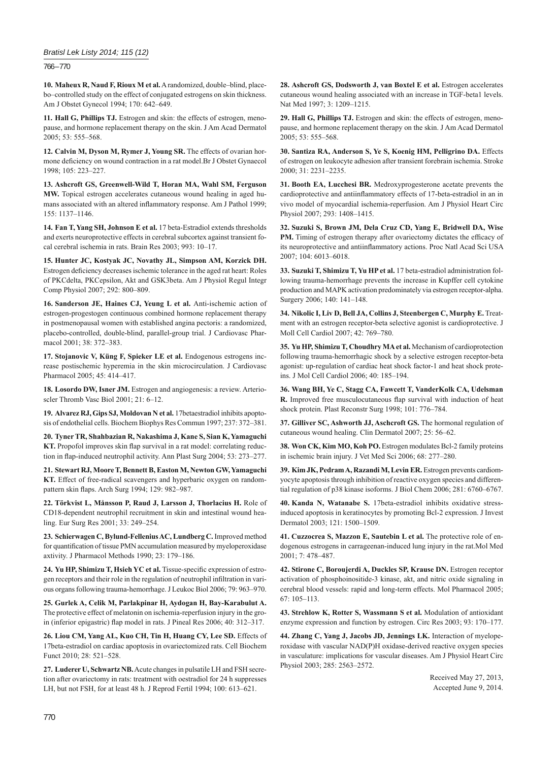**10. Maheux R, Naud F, Rioux M et al.** A randomized, double–blind, placebo–controlled study on the effect of conjugated estrogens on skin thickness. Am J Obstet Gynecol 1994; 170: 642–649.

**11. Hall G, Phillips TJ.** Estrogen and skin: the effects of estrogen, menopause, and hormone replacement therapy on the skin. J Am Acad Dermatol 2005; 53: 555–568.

**12. Calvin M, Dyson M, Rymer J, Young SR.** The effects of ovarian hormone deficiency on wound contraction in a rat model.Br J Obstet Gynaecol 1998; 105: 223–227.

**13. Ashcroft GS, Greenwell-Wild T, Horan MA, Wahl SM, Ferguson MW.** Topical estrogen accelerates cutaneous wound healing in aged humans associated with an altered inflammatory response. Am J Pathol 1999; 155: 1137–1146.

**14. Fan T, Yang SH, Johnson E et al.** 17 beta-Estradiol extends thresholds and exerts neuroprotective effects in cerebral subcortex against transient focal cerebral ischemia in rats. Brain Res 2003; 993: 10–17.

**15. Hunter JC, Kostyak JC, Novathy JL, Simpson AM, Korzick DH.** Estrogen deficiency decreases ischemic tolerance in the aged rat heart: Roles of PKCdelta, PKCepsilon, Akt and GSK3beta. Am J Physiol Regul Integr Comp Physiol 2007; 292: 800–809.

**16. Sanderson JE, Haines CJ, Yeung L et al.** Anti-ischemic action of estrogen-progestogen continuous combined hormone replacement therapy in postmenopausal women with established angina pectoris: a randomized, placebo-controlled, double-blind, parallel-group trial. J Cardiovasc Pharmacol 2001; 38: 372–383.

**17. Stojanovic V, Küng F, Spieker LE et al.** Endogenous estrogens increase postischemic hyperemia in the skin microcirculation. J Cardiovasc Pharmacol 2005; 45: 414–417.

**18. Losordo DW, Isner JM.** Estrogen and angiogenesis: a review. Arterioscler Thromb Vasc Biol 2001; 21: 6–12.

**19. Alvarez RJ, Gips SJ, Moldovan N et al.** 17betaestradiol inhibits apoptosis of endothelial cells. Biochem Biophys Res Commun 1997; 237: 372–381.

**20. Tyner TR, Shahbazian R, Nakashima J, Kane S, Sian K, Yamaguchi KT.** Propofol improves skin flap survival in a rat model: correlating reduction in flap-induced neutrophil activity. Ann Plast Surg 2004; 53: 273–277.

**21. Stewart RJ, Moore T, Bennett B, Easton M, Newton GW, Yamaguchi KT.** Effect of free-radical scavengers and hyperbaric oxygen on random-pattern skin flaps. Arch Surg 1994; 129: 982–987.

**22. Törkvist L, Månsson P, Raud J, Larsson J, Thorlacius H.** Role of CD18-dependent neutrophil recruitment in skin and intestinal wound healing. Eur Surg Res 2001; 33: 249–254.

**23. Schierwagen C, Bylund-Fellenius AC, Lundberg C.** Improved method for quantification of tissue PMN accumulation measured by myeloperoxidase axtivity. J Pharmacol Methods 1990; 23: 179–186.

**24. Yu HP, Shimizu T, Hsieh YC et al.** Tissue-specific expression of estrogen receptors and their role in the regulation of neutrophil infiltration in various organs following trauma-hemorrhage. J Leukoc Biol 2006; 79: 963–970.

**25. Gurlek A, Celik M, Parlakpinar H, Aydogan H, Bay-Karabulut A.** The protective effect of melatonin on ischemia-reperfusion injury in the groin (inferior epigastric) flap model in rats. J Pineal Res 2006; 40: 312–317.

**26. Liou CM, Yang AL, Kuo CH, Tin H, Huang CY, Lee SD.** Effects of 17beta-estradiol on cardiac apoptosis in ovariectomized rats. Cell Biochem Funct 2010; 28: 521–528.

**27. Luderer U, Schwartz NB.** Acute changes in pulsatile LH and FSH secretion after ovariectomy in rats: treatment with oestradiol for 24 h suppresses LH, but not FSH, for at least 48 h. J Reprod Fertil 1994; 100: 613–621.

**28. Ashcroft GS, Dodsworth J, van Boxtel E et al.** Estrogen accelerates cutaneous wound healing associated with an increase in TGF-beta1 levels. Nat Med 1997; 3: 1209–1215.

**29. Hall G, Phillips TJ.** Estrogen and skin: the effects of estrogen, menopause, and hormone replacement therapy on the skin. J Am Acad Dermatol 2005; 53: 555–568.

**30. Santiza RA, Anderson S, Ye S, Koenig HM, Pelligrino DA.** Effects of estrogen on leukocyte adhesion after transient forebrain ischemia. Stroke 2000; 31: 2231–2235.

**31. Booth EA, Lucchesi BR.** Medroxyprogesterone acetate prevents the cardioprotective and antiinflammatory effects of 17-beta-estradiol in an in vivo model of myocardial ischemia-reperfusion. Am J Physiol Heart Circ Physiol 2007; 293: 1408–1415.

**32. Suzuki S, Brown JM, Dela Cruz CD, Yang E, Bridwell DA, Wise PM.** Timing of estrogen therapy after ovariectomy dictates the efficacy of its neuroprotective and antiinflammatory actions. Proc Natl Acad Sci USA 2007; 104: 6013–6018.

**33. Suzuki T, Shimizu T, Yu HP et al.** 17 beta-estradiol administration following trauma-hemorrhage prevents the increase in Kupffer cell cytokine production and MAPK activation predominately via estrogen receptor-alpha. Surgery 2006; 140: 141–148.

**34. Nikolic I, Liv D, Bell JA, Collins J, Steenbergen C, Murphy E.** Treatment with an estrogen receptor-beta selective agonist is cardioprotective. J Moll Cell Cardiol 2007; 42: 769–780.

**35. Yu HP, Shimizu T, Choudhry MA et al.** Mechanism of cardioprotection following trauma-hemorrhagic shock by a selective estrogen receptor-beta agonist: up-regulation of cardiac heat shock factor-1 and heat shock proteins. J Mol Cell Cardiol 2006; 40: 185–194.

**36. Wang BH, Ye C, Stagg CA, Fawcett T, VanderKolk CA, Udelsman R.** Improved free musculocutaneous flap survival with induction of heat shock protein. Plast Reconstr Surg 1998; 101: 776–784.

**37. Gilliver SC, Ashworth JJ, Aschcroft GS.** The hormonal regulation of cutaneous wound healing. Clin Dermatol 2007; 25: 56–62.

**38. Won CK, Kim MO, Koh PO.** Estrogen modulates Bcl-2 family proteins in ischemic brain injury. J Vet Med Sci 2006; 68: 277–280.

**39. Kim JK, Pedram A, Razandi M, Levin ER.** Estrogen prevents cardiomyocyte apoptosis through inhibition of reactive oxygen species and differential regulation of p38 kinase isoforms. J Biol Chem 2006; 281: 6760–6767.

**40. Kanda N, Watanabe S.** 17beta-estradiol inhibits oxidative stress-induced apoptosis in keratinocytes by promoting Bcl-2 expression. J Invest Dermatol 2003; 121: 1500–1509.

**41. Cuzzocrea S, Mazzon E, Sautebin L et al.** The protective role of endogenous estrogens in carrageenan-induced lung injury in the rat.Mol Med 2001; 7: 478–487.

**42. Stirone C, Boroujerdi A, Duckles SP, Krause DN.** Estrogen receptor activation of phosphoinositide-3 kinase, akt, and nitric oxide signaling in cerebral blood vessels: rapid and long-term effects. Mol Pharmacol 2005; 67: 105–113.

**43. Strehlow K, Rotter S, Wassmann S et al.** Modulation of antioxidant enzyme expression and function by estrogen. Circ Res 2003; 93: 170–177.

**44. Zhang C, Yang J, Jacobs JD, Jennings LK.** Interaction of myeloperoxidase with vascular NAD(P)H oxidase-derived reactive oxygen species in vasculature: implications for vascular diseases. Am J Physiol Heart Circ Physiol 2003; 285: 2563–2572.

Received May 27, 2013,
Accepted June 9, 2014.